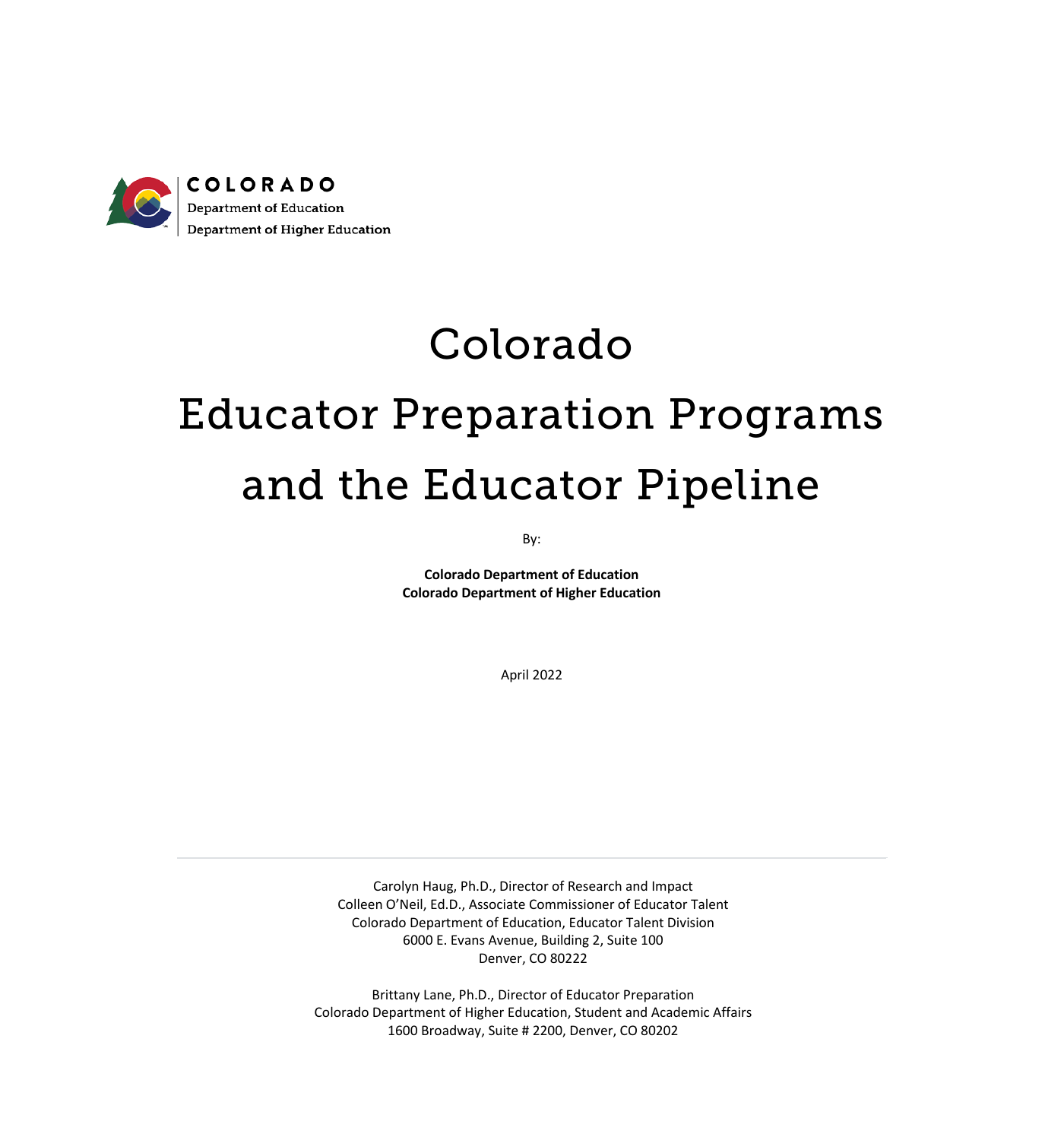COLORADO
Department of Education
Department of Higher Education

# Colorado Educator Preparation Programs and the Educator Pipeline

By:

**Colorado Department of Education**
**Colorado Department of Higher Education**

April 2022

---

Carolyn Haug, Ph.D., Director of Research and Impact
Colleen O'Neil, Ed.D., Associate Commissioner of Educator Talent
Colorado Department of Education, Educator Talent Division
6000 E. Evans Avenue, Building 2, Suite 100
Denver, CO 80222

Brittany Lane, Ph.D., Director of Educator Preparation
Colorado Department of Higher Education, Student and Academic Affairs
1600 Broadway, Suite # 2200, Denver, CO 80202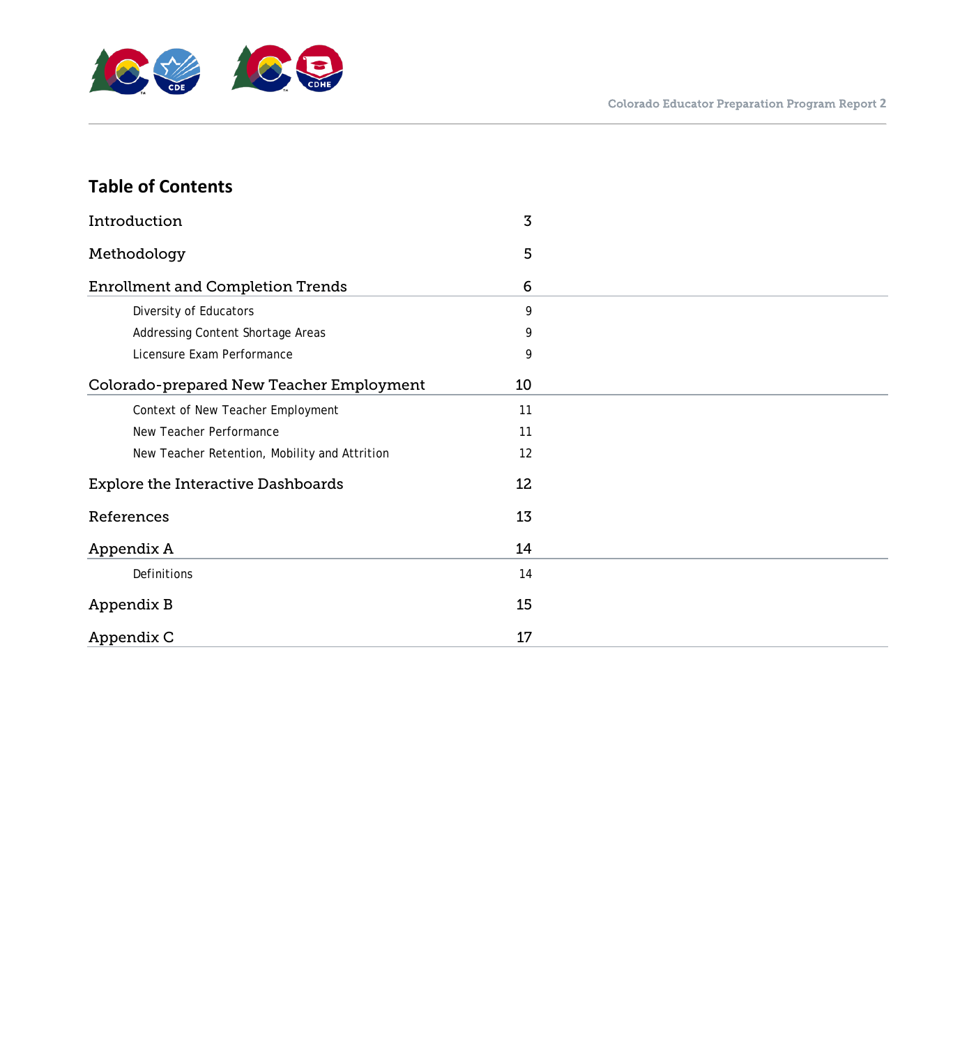## Table of Contents

| | |
|---|---|
| Introduction | 3 |
| Methodology | 5 |
| Enrollment and Completion Trends | 6 |
| Diversity of Educators | 9 |
| Addressing Content Shortage Areas | 9 |
| Licensure Exam Performance | 9 |
| Colorado-prepared New Teacher Employment | 10 |
| Context of New Teacher Employment | 11 |
| New Teacher Performance | 11 |
| New Teacher Retention, Mobility and Attrition | 12 |
| Explore the Interactive Dashboards | 12 |
| References | 13 |
| Appendix A | 14 |
| Definitions | 14 |
| Appendix B | 15 |
| Appendix C | 17 |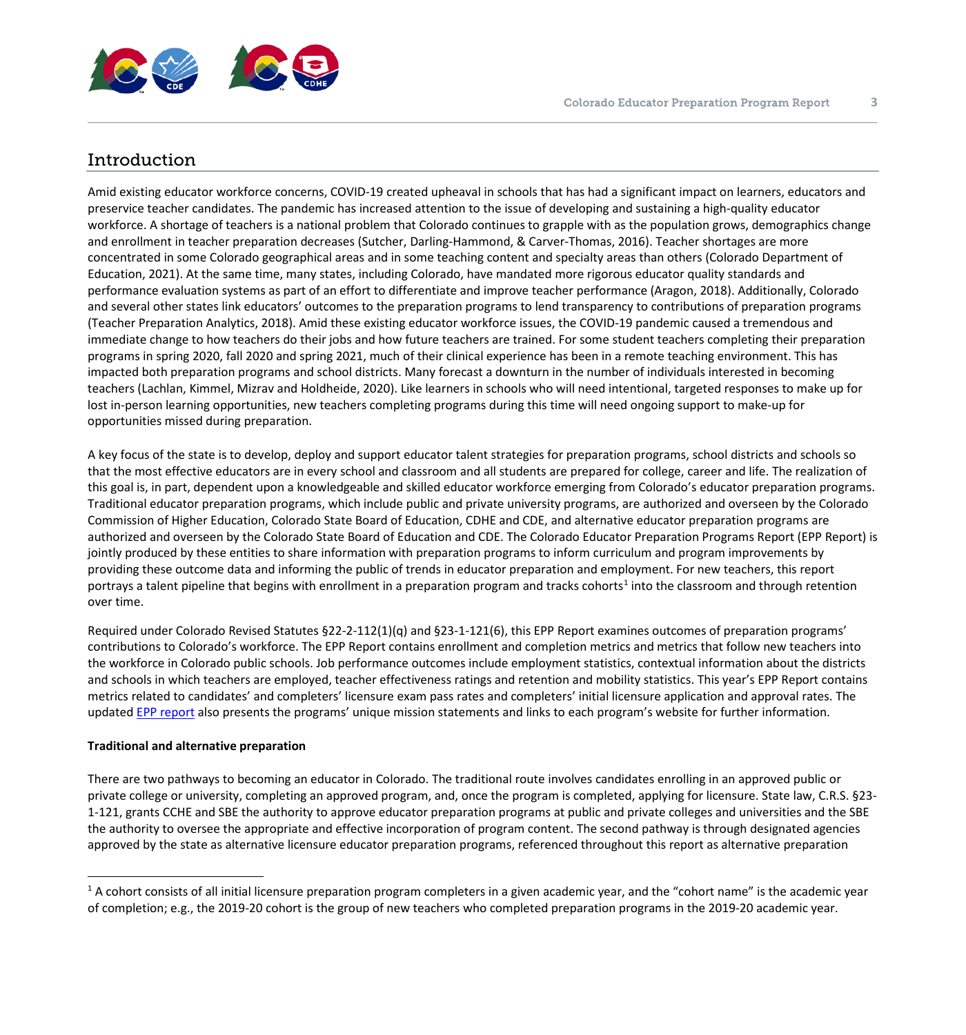## Introduction

Amid existing educator workforce concerns, COVID-19 created upheaval in schools that has had a significant impact on learners, educators and preservice teacher candidates. The pandemic has increased attention to the issue of developing and sustaining a high-quality educator workforce. A shortage of teachers is a national problem that Colorado continues to grapple with as the population grows, demographics change and enrollment in teacher preparation decreases (Sutcher, Darling-Hammond, & Carver-Thomas, 2016). Teacher shortages are more concentrated in some Colorado geographical areas and in some teaching content and specialty areas than others (Colorado Department of Education, 2021). At the same time, many states, including Colorado, have mandated more rigorous educator quality standards and performance evaluation systems as part of an effort to differentiate and improve teacher performance (Aragon, 2018). Additionally, Colorado and several other states link educators' outcomes to the preparation programs to lend transparency to contributions of preparation programs (Teacher Preparation Analytics, 2018). Amid these existing educator workforce issues, the COVID-19 pandemic caused a tremendous and immediate change to how teachers do their jobs and how future teachers are trained. For some student teachers completing their preparation programs in spring 2020, fall 2020 and spring 2021, much of their clinical experience has been in a remote teaching environment. This has impacted both preparation programs and school districts. Many forecast a downturn in the number of individuals interested in becoming teachers (Lachlan, Kimmel, Mizrav and Holdheide, 2020). Like learners in schools who will need intentional, targeted responses to make up for lost in-person learning opportunities, new teachers completing programs during this time will need ongoing support to make-up for opportunities missed during preparation.

A key focus of the state is to develop, deploy and support educator talent strategies for preparation programs, school districts and schools so that the most effective educators are in every school and classroom and all students are prepared for college, career and life. The realization of this goal is, in part, dependent upon a knowledgeable and skilled educator workforce emerging from Colorado's educator preparation programs. Traditional educator preparation programs, which include public and private university programs, are authorized and overseen by the Colorado Commission of Higher Education, Colorado State Board of Education, CDHE and CDE, and alternative educator preparation programs are authorized and overseen by the Colorado State Board of Education and CDE. The Colorado Educator Preparation Programs Report (EPP Report) is jointly produced by these entities to share information with preparation programs to inform curriculum and program improvements by providing these outcome data and informing the public of trends in educator preparation and employment. For new teachers, this report portrays a talent pipeline that begins with enrollment in a preparation program and tracks cohorts[1] into the classroom and through retention over time.

Required under Colorado Revised Statutes §22-2-112(1)(q) and §23-1-121(6), this EPP Report examines outcomes of preparation programs' contributions to Colorado's workforce. The EPP Report contains enrollment and completion metrics and metrics that follow new teachers into the workforce in Colorado public schools. Job performance outcomes include employment statistics, contextual information about the districts and schools in which teachers are employed, teacher effectiveness ratings and retention and mobility statistics. This year's EPP Report contains metrics related to candidates' and completers' licensure exam pass rates and completers' initial licensure application and approval rates. The updated EPP report also presents the programs' unique mission statements and links to each program's website for further information.

**Traditional and alternative preparation**

There are two pathways to becoming an educator in Colorado. The traditional route involves candidates enrolling in an approved public or private college or university, completing an approved program, and, once the program is completed, applying for licensure. State law, C.R.S. §23-1-121, grants CCHE and SBE the authority to approve educator preparation programs at public and private colleges and universities and the SBE the authority to oversee the appropriate and effective incorporation of program content. The second pathway is through designated agencies approved by the state as alternative licensure educator preparation programs, referenced throughout this report as alternative preparation

[1] A cohort consists of all initial licensure preparation program completers in a given academic year, and the "cohort name" is the academic year of completion; e.g., the 2019-20 cohort is the group of new teachers who completed preparation programs in the 2019-20 academic year.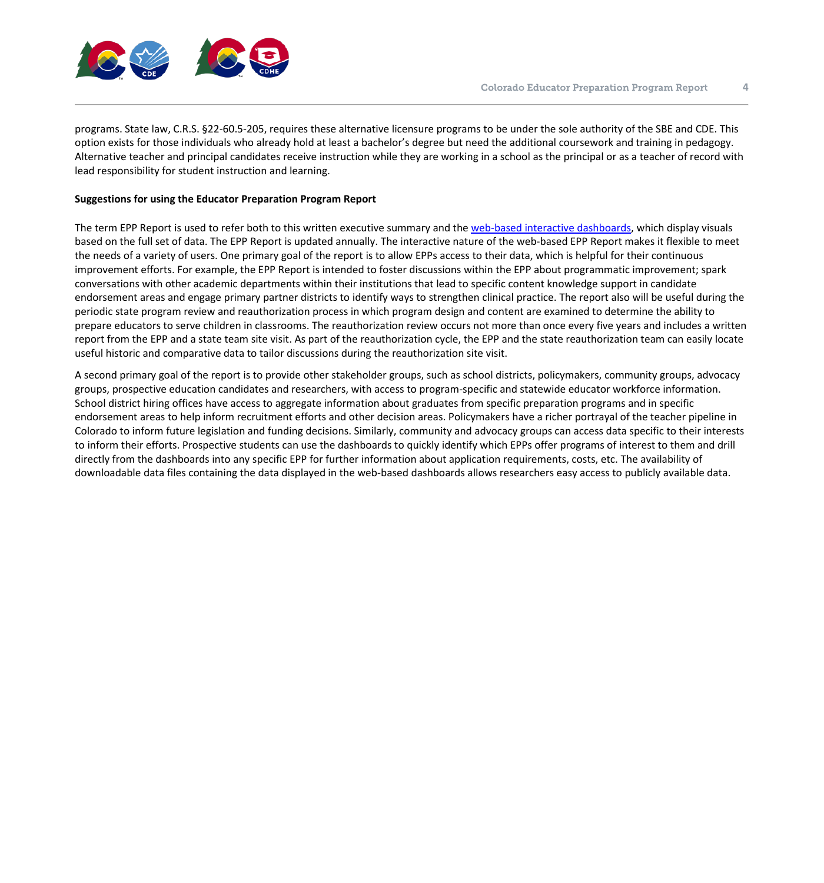programs. State law, C.R.S. §22-60.5-205, requires these alternative licensure programs to be under the sole authority of the SBE and CDE. This option exists for those individuals who already hold at least a bachelor's degree but need the additional coursework and training in pedagogy. Alternative teacher and principal candidates receive instruction while they are working in a school as the principal or as a teacher of record with lead responsibility for student instruction and learning.

**Suggestions for using the Educator Preparation Program Report**

The term EPP Report is used to refer both to this written executive summary and the web-based interactive dashboards, which display visuals based on the full set of data. The EPP Report is updated annually. The interactive nature of the web-based EPP Report makes it flexible to meet the needs of a variety of users. One primary goal of the report is to allow EPPs access to their data, which is helpful for their continuous improvement efforts. For example, the EPP Report is intended to foster discussions within the EPP about programmatic improvement; spark conversations with other academic departments within their institutions that lead to specific content knowledge support in candidate endorsement areas and engage primary partner districts to identify ways to strengthen clinical practice. The report also will be useful during the periodic state program review and reauthorization process in which program design and content are examined to determine the ability to prepare educators to serve children in classrooms. The reauthorization review occurs not more than once every five years and includes a written report from the EPP and a state team site visit. As part of the reauthorization cycle, the EPP and the state reauthorization team can easily locate useful historic and comparative data to tailor discussions during the reauthorization site visit.

A second primary goal of the report is to provide other stakeholder groups, such as school districts, policymakers, community groups, advocacy groups, prospective education candidates and researchers, with access to program-specific and statewide educator workforce information. School district hiring offices have access to aggregate information about graduates from specific preparation programs and in specific endorsement areas to help inform recruitment efforts and other decision areas. Policymakers have a richer portrayal of the teacher pipeline in Colorado to inform future legislation and funding decisions. Similarly, community and advocacy groups can access data specific to their interests to inform their efforts. Prospective students can use the dashboards to quickly identify which EPPs offer programs of interest to them and drill directly from the dashboards into any specific EPP for further information about application requirements, costs, etc. The availability of downloadable data files containing the data displayed in the web-based dashboards allows researchers easy access to publicly available data.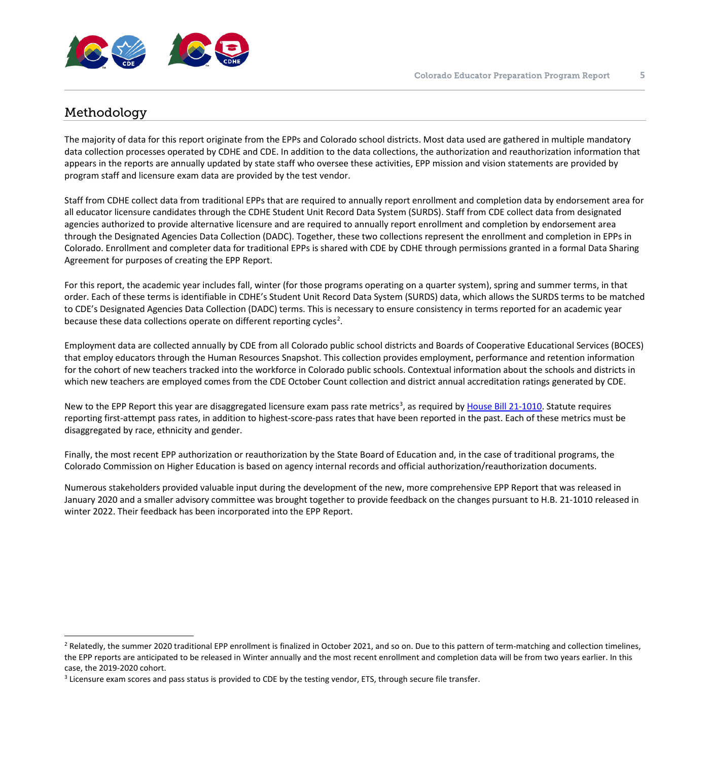## Methodology

The majority of data for this report originate from the EPPs and Colorado school districts. Most data used are gathered in multiple mandatory data collection processes operated by CDHE and CDE. In addition to the data collections, the authorization and reauthorization information that appears in the reports are annually updated by state staff who oversee these activities, EPP mission and vision statements are provided by program staff and licensure exam data are provided by the test vendor.

Staff from CDHE collect data from traditional EPPs that are required to annually report enrollment and completion data by endorsement area for all educator licensure candidates through the CDHE Student Unit Record Data System (SURDS). Staff from CDE collect data from designated agencies authorized to provide alternative licensure and are required to annually report enrollment and completion by endorsement area through the Designated Agencies Data Collection (DADC). Together, these two collections represent the enrollment and completion in EPPs in Colorado. Enrollment and completer data for traditional EPPs is shared with CDE by CDHE through permissions granted in a formal Data Sharing Agreement for purposes of creating the EPP Report.

For this report, the academic year includes fall, winter (for those programs operating on a quarter system), spring and summer terms, in that order. Each of these terms is identifiable in CDHE's Student Unit Record Data System (SURDS) data, which allows the SURDS terms to be matched to CDE's Designated Agencies Data Collection (DADC) terms. This is necessary to ensure consistency in terms reported for an academic year because these data collections operate on different reporting cycles[2].

Employment data are collected annually by CDE from all Colorado public school districts and Boards of Cooperative Educational Services (BOCES) that employ educators through the Human Resources Snapshot. This collection provides employment, performance and retention information for the cohort of new teachers tracked into the workforce in Colorado public schools. Contextual information about the schools and districts in which new teachers are employed comes from the CDE October Count collection and district annual accreditation ratings generated by CDE.

New to the EPP Report this year are disaggregated licensure exam pass rate metrics[3], as required by House Bill 21-1010. Statute requires reporting first-attempt pass rates, in addition to highest-score-pass rates that have been reported in the past. Each of these metrics must be disaggregated by race, ethnicity and gender.

Finally, the most recent EPP authorization or reauthorization by the State Board of Education and, in the case of traditional programs, the Colorado Commission on Higher Education is based on agency internal records and official authorization/reauthorization documents.

Numerous stakeholders provided valuable input during the development of the new, more comprehensive EPP Report that was released in January 2020 and a smaller advisory committee was brought together to provide feedback on the changes pursuant to H.B. 21-1010 released in winter 2022. Their feedback has been incorporated into the EPP Report.

---

[2] Relatedly, the summer 2020 traditional EPP enrollment is finalized in October 2021, and so on. Due to this pattern of term-matching and collection timelines, the EPP reports are anticipated to be released in Winter annually and the most recent enrollment and completion data will be from two years earlier. In this case, the 2019-2020 cohort.

[3] Licensure exam scores and pass status is provided to CDE by the testing vendor, ETS, through secure file transfer.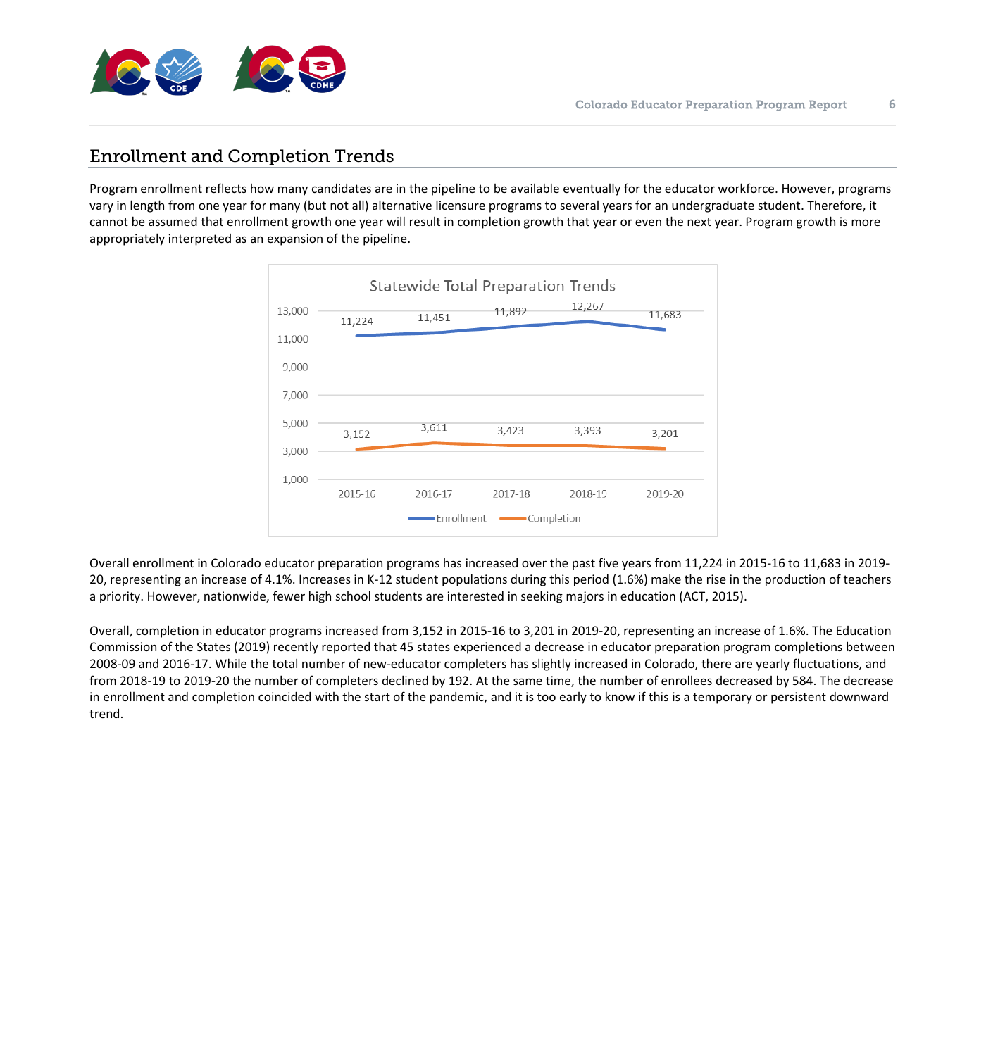## Enrollment and Completion Trends

Program enrollment reflects how many candidates are in the pipeline to be available eventually for the educator workforce. However, programs vary in length from one year for many (but not all) alternative licensure programs to several years for an undergraduate student. Therefore, it cannot be assumed that enrollment growth one year will result in completion growth that year or even the next year. Program growth is more appropriately interpreted as an expansion of the pipeline.

**Statewide Total Preparation Trends**

| | 2015-16 | 2016-17 | 2017-18 | 2018-19 | 2019-20 |
|---|---|---|---|---|---|
| Enrollment | 11,224 | 11,451 | 11,892 | 12,267 | 11,683 |
| Completion | 3,152 | 3,611 | 3,423 | 3,393 | 3,201 |

Overall enrollment in Colorado educator preparation programs has increased over the past five years from 11,224 in 2015-16 to 11,683 in 2019-20, representing an increase of 4.1%. Increases in K-12 student populations during this period (1.6%) make the rise in the production of teachers a priority. However, nationwide, fewer high school students are interested in seeking majors in education (ACT, 2015).

Overall, completion in educator programs increased from 3,152 in 2015-16 to 3,201 in 2019-20, representing an increase of 1.6%. The Education Commission of the States (2019) recently reported that 45 states experienced a decrease in educator preparation program completions between 2008-09 and 2016-17. While the total number of new-educator completers has slightly increased in Colorado, there are yearly fluctuations, and from 2018-19 to 2019-20 the number of completers declined by 192. At the same time, the number of enrollees decreased by 584. The decrease in enrollment and completion coincided with the start of the pandemic, and it is too early to know if this is a temporary or persistent downward trend.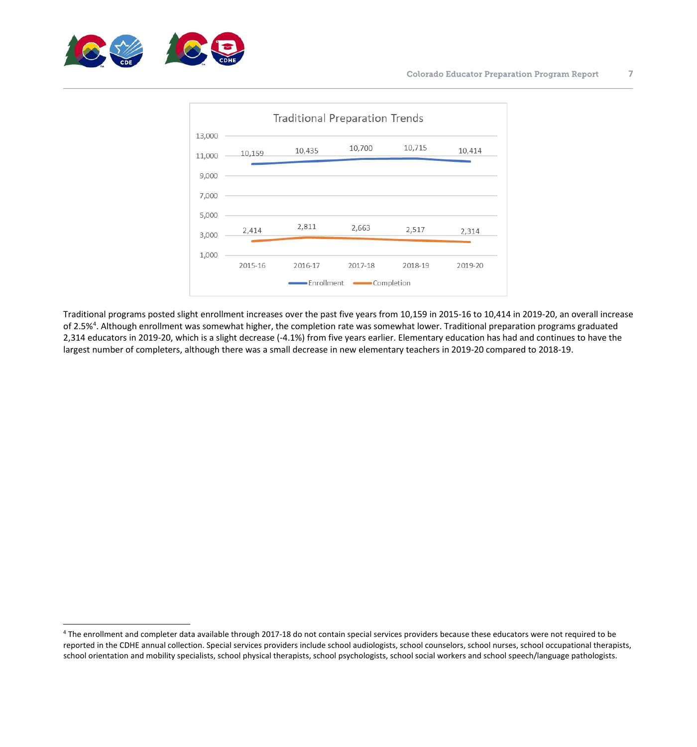**Traditional Preparation Trends**

| | 2015-16 | 2016-17 | 2017-18 | 2018-19 | 2019-20 |
|---|---|---|---|---|---|
| Enrollment | 10,159 | 10,435 | 10,700 | 10,715 | 10,414 |
| Completion | 2,414 | 2,811 | 2,663 | 2,517 | 2,314 |

Traditional programs posted slight enrollment increases over the past five years from 10,159 in 2015-16 to 10,414 in 2019-20, an overall increase of 2.5%[4]. Although enrollment was somewhat higher, the completion rate was somewhat lower. Traditional preparation programs graduated 2,314 educators in 2019-20, which is a slight decrease (-4.1%) from five years earlier. Elementary education has had and continues to have the largest number of completers, although there was a small decrease in new elementary teachers in 2019-20 compared to 2018-19.

[4] The enrollment and completer data available through 2017-18 do not contain special services providers because these educators were not required to be reported in the CDHE annual collection. Special services providers include school audiologists, school counselors, school nurses, school occupational therapists, school orientation and mobility specialists, school physical therapists, school psychologists, school social workers and school speech/language pathologists.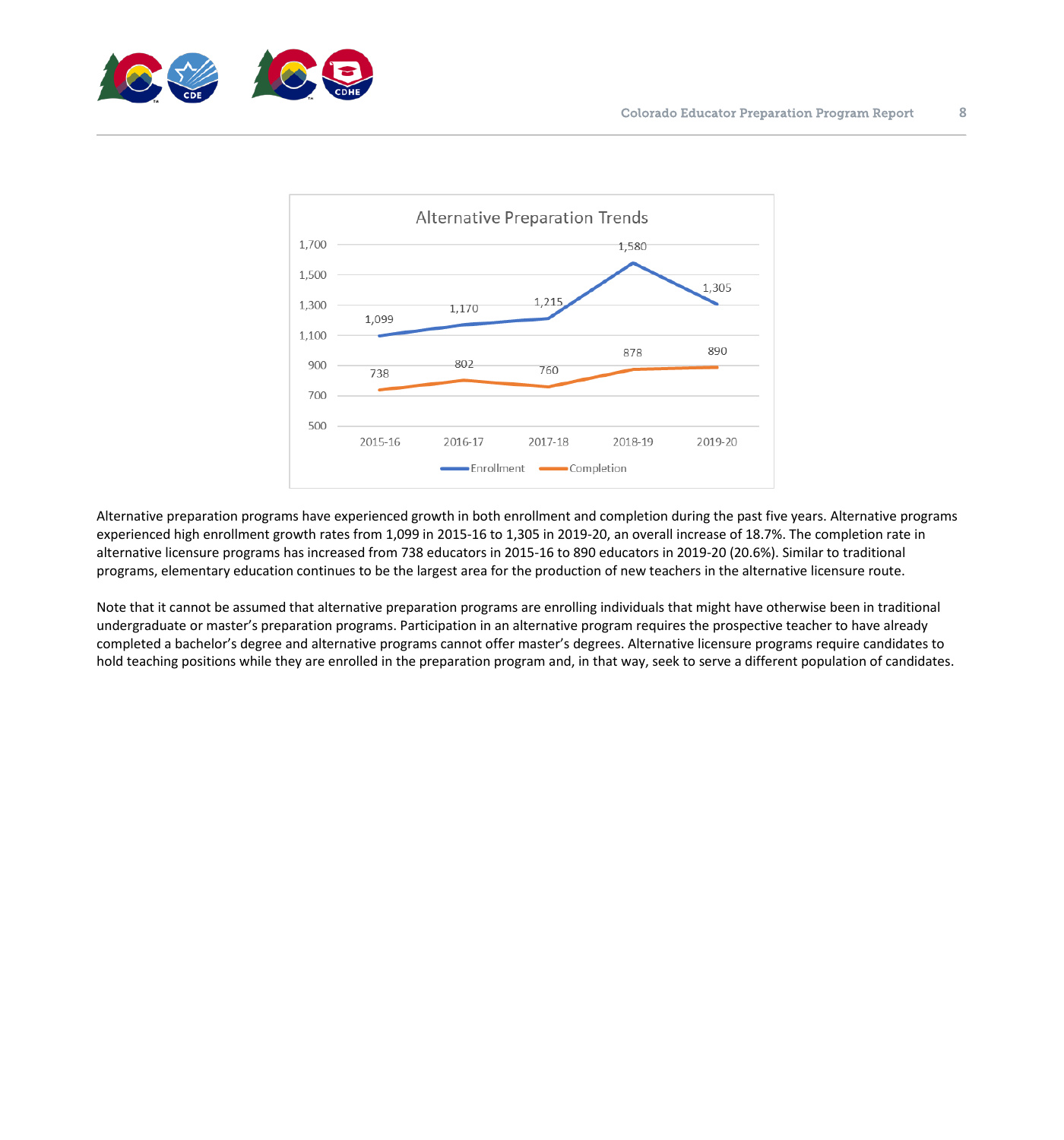Alternative Preparation Trends

| | 2015-16 | 2016-17 | 2017-18 | 2018-19 | 2019-20 |
|---|---|---|---|---|---|
| Enrollment | 1,099 | 1,170 | 1,215 | 1,580 | 1,305 |
| Completion | 738 | 802 | 760 | 878 | 890 |

Alternative preparation programs have experienced growth in both enrollment and completion during the past five years. Alternative programs experienced high enrollment growth rates from 1,099 in 2015-16 to 1,305 in 2019-20, an overall increase of 18.7%. The completion rate in alternative licensure programs has increased from 738 educators in 2015-16 to 890 educators in 2019-20 (20.6%). Similar to traditional programs, elementary education continues to be the largest area for the production of new teachers in the alternative licensure route.

Note that it cannot be assumed that alternative preparation programs are enrolling individuals that might have otherwise been in traditional undergraduate or master's preparation programs. Participation in an alternative program requires the prospective teacher to have already completed a bachelor's degree and alternative programs cannot offer master's degrees. Alternative licensure programs require candidates to hold teaching positions while they are enrolled in the preparation program and, in that way, seek to serve a different population of candidates.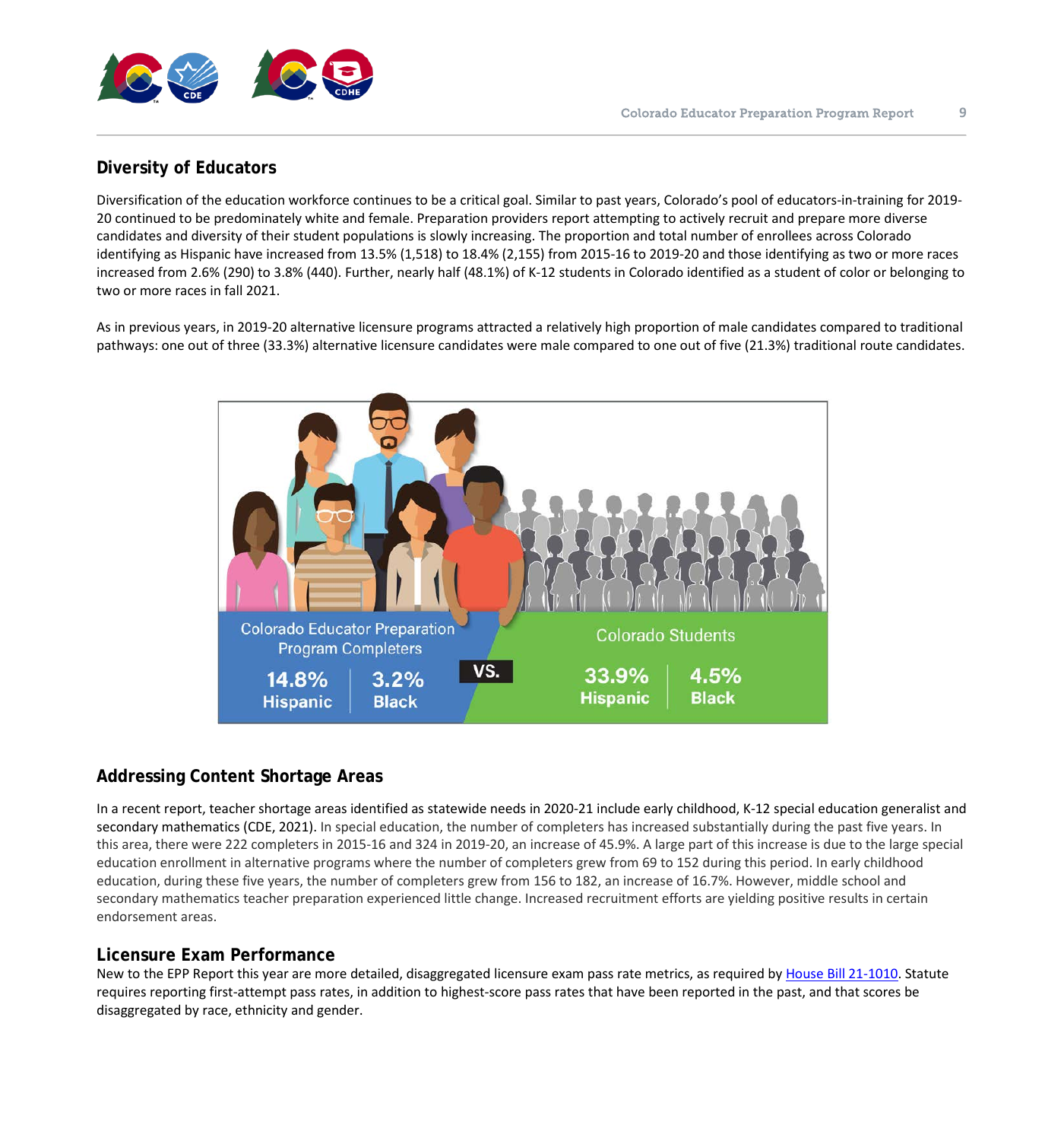## Diversity of Educators

Diversification of the education workforce continues to be a critical goal. Similar to past years, Colorado's pool of educators-in-training for 2019-20 continued to be predominately white and female. Preparation providers report attempting to actively recruit and prepare more diverse candidates and diversity of their student populations is slowly increasing. The proportion and total number of enrollees across Colorado identifying as Hispanic have increased from 13.5% (1,518) to 18.4% (2,155) from 2015-16 to 2019-20 and those identifying as two or more races increased from 2.6% (290) to 3.8% (440). Further, nearly half (48.1%) of K-12 students in Colorado identified as a student of color or belonging to two or more races in fall 2021.

As in previous years, in 2019-20 alternative licensure programs attracted a relatively high proportion of male candidates compared to traditional pathways: one out of three (33.3%) alternative licensure candidates were male compared to one out of five (21.3%) traditional route candidates.

Colorado Educator Preparation Program Completers: 14.8% Hispanic | 3.2% Black

VS.

Colorado Students: 33.9% Hispanic | 4.5% Black

## Addressing Content Shortage Areas

In a recent report, teacher shortage areas identified as statewide needs in 2020-21 include early childhood, K-12 special education generalist and secondary mathematics (CDE, 2021). In special education, the number of completers has increased substantially during the past five years. In this area, there were 222 completers in 2015-16 and 324 in 2019-20, an increase of 45.9%. A large part of this increase is due to the large special education enrollment in alternative programs where the number of completers grew from 69 to 152 during this period. In early childhood education, during these five years, the number of completers grew from 156 to 182, an increase of 16.7%. However, middle school and secondary mathematics teacher preparation experienced little change. Increased recruitment efforts are yielding positive results in certain endorsement areas.

## Licensure Exam Performance

New to the EPP Report this year are more detailed, disaggregated licensure exam pass rate metrics, as required by House Bill 21-1010. Statute requires reporting first-attempt pass rates, in addition to highest-score pass rates that have been reported in the past, and that scores be disaggregated by race, ethnicity and gender.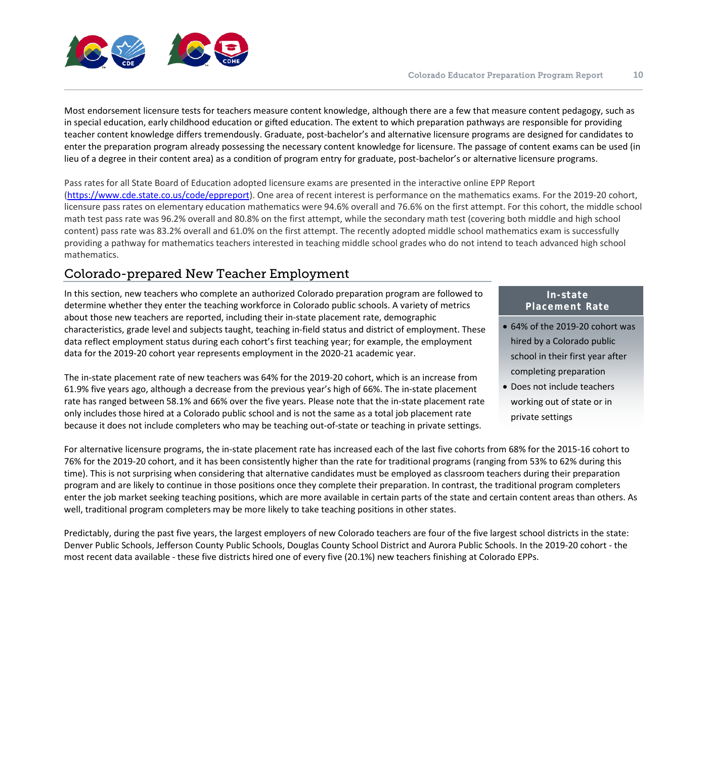Most endorsement licensure tests for teachers measure content knowledge, although there are a few that measure content pedagogy, such as in special education, early childhood education or gifted education. The extent to which preparation pathways are responsible for providing teacher content knowledge differs tremendously. Graduate, post-bachelor's and alternative licensure programs are designed for candidates to enter the preparation program already possessing the necessary content knowledge for licensure. The passage of content exams can be used (in lieu of a degree in their content area) as a condition of program entry for graduate, post-bachelor's or alternative licensure programs.

Pass rates for all State Board of Education adopted licensure exams are presented in the interactive online EPP Report (https://www.cde.state.co.us/code/eppreport). One area of recent interest is performance on the mathematics exams. For the 2019-20 cohort, licensure pass rates on elementary education mathematics were 94.6% overall and 76.6% on the first attempt. For this cohort, the middle school math test pass rate was 96.2% overall and 80.8% on the first attempt, while the secondary math test (covering both middle and high school content) pass rate was 83.2% overall and 61.0% on the first attempt. The recently adopted middle school mathematics exam is successfully providing a pathway for mathematics teachers interested in teaching middle school grades who do not intend to teach advanced high school mathematics.

## Colorado-prepared New Teacher Employment

In this section, new teachers who complete an authorized Colorado preparation program are followed to determine whether they enter the teaching workforce in Colorado public schools. A variety of metrics about those new teachers are reported, including their in-state placement rate, demographic characteristics, grade level and subjects taught, teaching in-field status and district of employment. These data reflect employment status during each cohort's first teaching year; for example, the employment data for the 2019-20 cohort year represents employment in the 2020-21 academic year.

The in-state placement rate of new teachers was 64% for the 2019-20 cohort, which is an increase from 61.9% five years ago, although a decrease from the previous year's high of 66%. The in-state placement rate has ranged between 58.1% and 66% over the five years. Please note that the in-state placement rate only includes those hired at a Colorado public school and is not the same as a total job placement rate because it does not include completers who may be teaching out-of-state or teaching in private settings.

**In-state Placement Rate**

- 64% of the 2019-20 cohort was hired by a Colorado public school in their first year after completing preparation
- Does not include teachers working out of state or in private settings

For alternative licensure programs, the in-state placement rate has increased each of the last five cohorts from 68% for the 2015-16 cohort to 76% for the 2019-20 cohort, and it has been consistently higher than the rate for traditional programs (ranging from 53% to 62% during this time). This is not surprising when considering that alternative candidates must be employed as classroom teachers during their preparation program and are likely to continue in those positions once they complete their preparation. In contrast, the traditional program completers enter the job market seeking teaching positions, which are more available in certain parts of the state and certain content areas than others. As well, traditional program completers may be more likely to take teaching positions in other states.

Predictably, during the past five years, the largest employers of new Colorado teachers are four of the five largest school districts in the state: Denver Public Schools, Jefferson County Public Schools, Douglas County School District and Aurora Public Schools. In the 2019-20 cohort - the most recent data available - these five districts hired one of every five (20.1%) new teachers finishing at Colorado EPPs.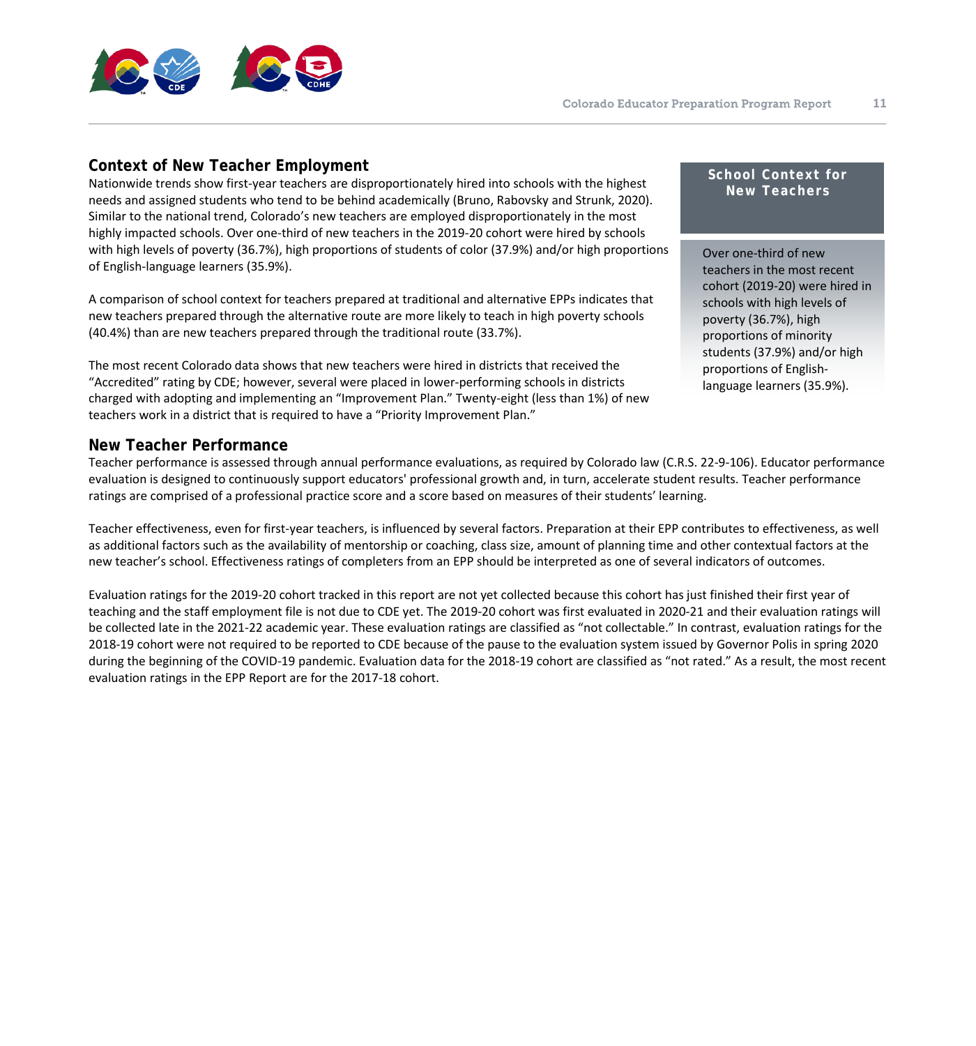## Context of New Teacher Employment

Nationwide trends show first-year teachers are disproportionately hired into schools with the highest needs and assigned students who tend to be behind academically (Bruno, Rabovsky and Strunk, 2020). Similar to the national trend, Colorado's new teachers are employed disproportionately in the most highly impacted schools. Over one-third of new teachers in the 2019-20 cohort were hired by schools with high levels of poverty (36.7%), high proportions of students of color (37.9%) and/or high proportions of English-language learners (35.9%).

A comparison of school context for teachers prepared at traditional and alternative EPPs indicates that new teachers prepared through the alternative route are more likely to teach in high poverty schools (40.4%) than are new teachers prepared through the traditional route (33.7%).

The most recent Colorado data shows that new teachers were hired in districts that received the "Accredited" rating by CDE; however, several were placed in lower-performing schools in districts charged with adopting and implementing an "Improvement Plan." Twenty-eight (less than 1%) of new teachers work in a district that is required to have a "Priority Improvement Plan."

> **School Context for New Teachers**
>
> Over one-third of new teachers in the most recent cohort (2019-20) were hired in schools with high levels of poverty (36.7%), high proportions of minority students (37.9%) and/or high proportions of English-language learners (35.9%).

## New Teacher Performance

Teacher performance is assessed through annual performance evaluations, as required by Colorado law (C.R.S. 22-9-106). Educator performance evaluation is designed to continuously support educators' professional growth and, in turn, accelerate student results. Teacher performance ratings are comprised of a professional practice score and a score based on measures of their students' learning.

Teacher effectiveness, even for first-year teachers, is influenced by several factors. Preparation at their EPP contributes to effectiveness, as well as additional factors such as the availability of mentorship or coaching, class size, amount of planning time and other contextual factors at the new teacher's school. Effectiveness ratings of completers from an EPP should be interpreted as one of several indicators of outcomes.

Evaluation ratings for the 2019-20 cohort tracked in this report are not yet collected because this cohort has just finished their first year of teaching and the staff employment file is not due to CDE yet. The 2019-20 cohort was first evaluated in 2020-21 and their evaluation ratings will be collected late in the 2021-22 academic year. These evaluation ratings are classified as "not collectable." In contrast, evaluation ratings for the 2018-19 cohort were not required to be reported to CDE because of the pause to the evaluation system issued by Governor Polis in spring 2020 during the beginning of the COVID-19 pandemic. Evaluation data for the 2018-19 cohort are classified as "not rated." As a result, the most recent evaluation ratings in the EPP Report are for the 2017-18 cohort.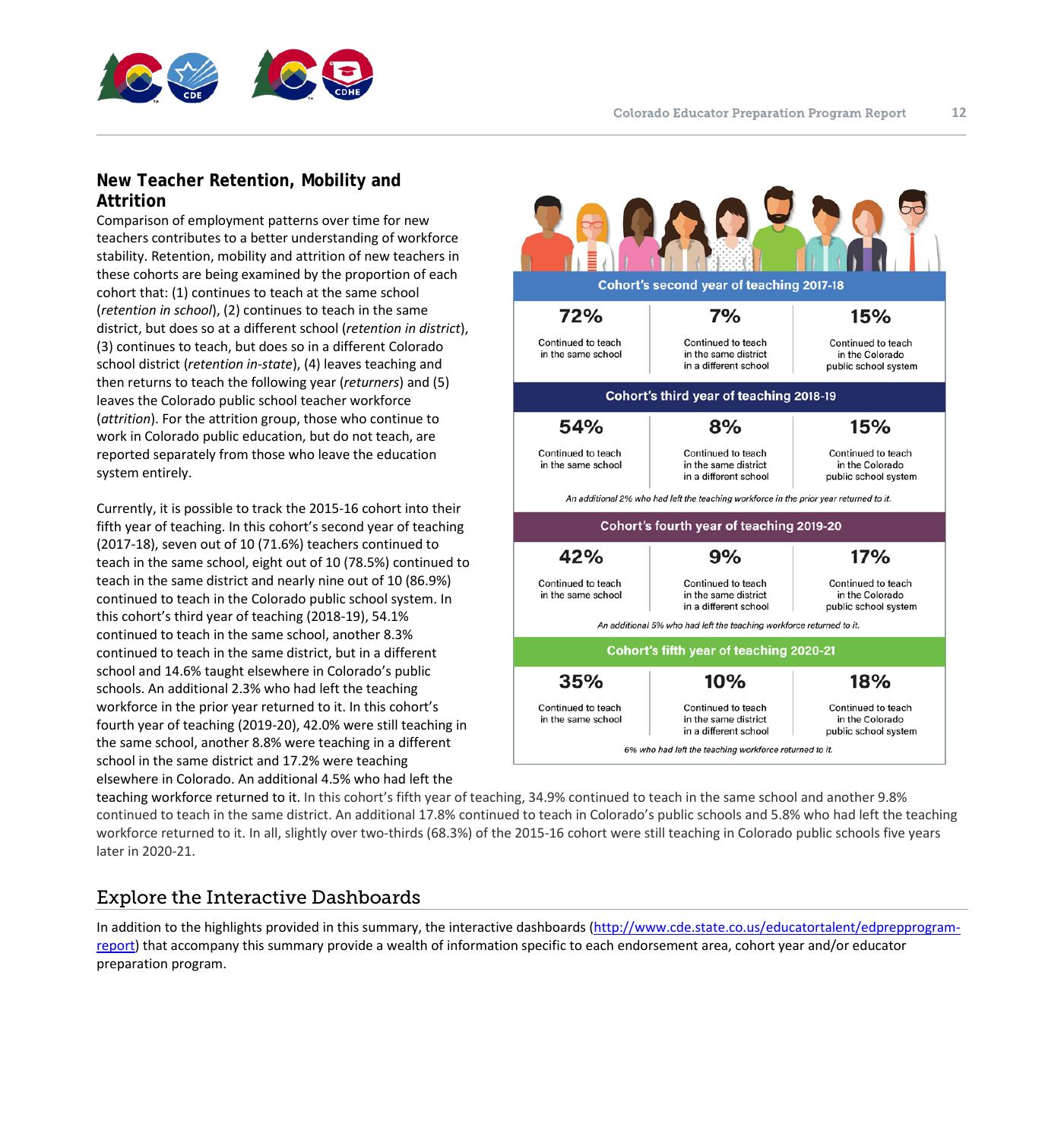## New Teacher Retention, Mobility and Attrition

Comparison of employment patterns over time for new teachers contributes to a better understanding of workforce stability. Retention, mobility and attrition of new teachers in these cohorts are being examined by the proportion of each cohort that: (1) continues to teach at the same school (*retention in school*), (2) continues to teach in the same district, but does so at a different school (*retention in district*), (3) continues to teach, but does so in a different Colorado school district (*retention in-state*), (4) leaves teaching and then returns to teach the following year (*returners*) and (5) leaves the Colorado public school teacher workforce (*attrition*). For the attrition group, those who continue to work in Colorado public education, but do not teach, are reported separately from those who leave the education system entirely.

Currently, it is possible to track the 2015-16 cohort into their fifth year of teaching. In this cohort's second year of teaching (2017-18), seven out of 10 (71.6%) teachers continued to teach in the same school, eight out of 10 (78.5%) continued to teach in the same district and nearly nine out of 10 (86.9%) continued to teach in the Colorado public school system. In this cohort's third year of teaching (2018-19), 54.1% continued to teach in the same school, another 8.3% continued to teach in the same district, but in a different school and 14.6% taught elsewhere in Colorado's public schools. An additional 2.3% who had left the teaching workforce in the prior year returned to it. In this cohort's fourth year of teaching (2019-20), 42.0% were still teaching in the same school, another 8.8% were teaching in a different school in the same district and 17.2% were teaching elsewhere in Colorado. An additional 4.5% who had left the teaching workforce returned to it. In this cohort's fifth year of teaching, 34.9% continued to teach in the same school and another 9.8% continued to teach in the same district. An additional 17.8% continued to teach in Colorado's public schools and 5.8% who had left the teaching workforce returned to it. In all, slightly over two-thirds (68.3%) of the 2015-16 cohort were still teaching in Colorado public schools five years later in 2020-21.

| Cohort's year of teaching | Continued to teach in the same school | Continued to teach in the same district in a different school | Continued to teach in the Colorado public school system |
|---|---|---|---|
| Cohort's second year of teaching 2017-18 | 72% | 7% | 15% |
| Cohort's third year of teaching 2018-19 | 54% | 8% | 15% |
| | An additional 2% who had left the teaching workforce in the prior year returned to it. | | |
| Cohort's fourth year of teaching 2019-20 | 42% | 9% | 17% |
| | An additional 5% who had left the teaching workforce returned to it. | | |
| Cohort's fifth year of teaching 2020-21 | 35% | 10% | 18% |
| | 6% who had left the teaching workforce returned to it. | | |

## Explore the Interactive Dashboards

In addition to the highlights provided in this summary, the interactive dashboards (http://www.cde.state.co.us/educatortalent/edprepprogram-report) that accompany this summary provide a wealth of information specific to each endorsement area, cohort year and/or educator preparation program.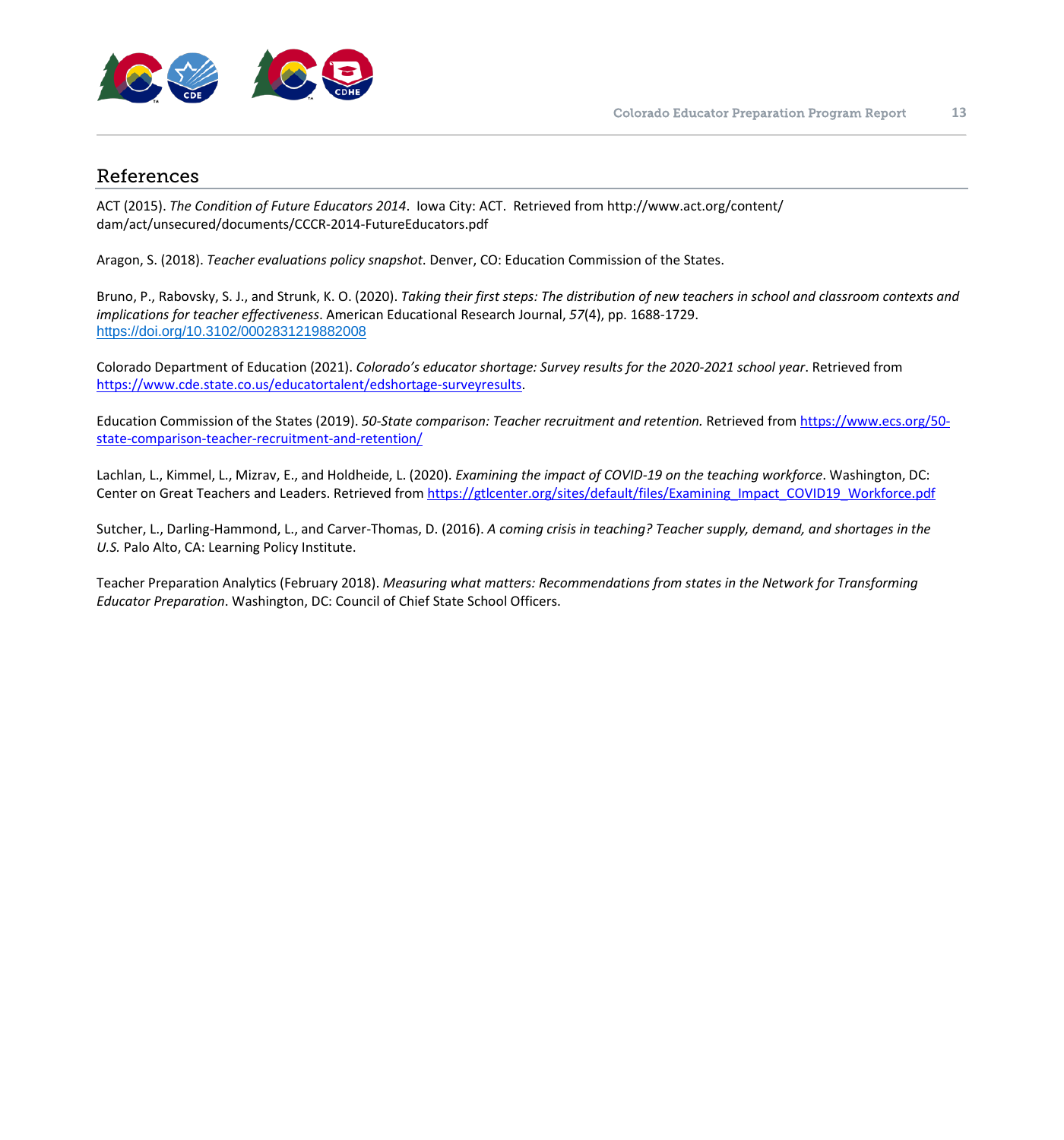## References

ACT (2015). *The Condition of Future Educators 2014*. Iowa City: ACT. Retrieved from http://www.act.org/content/dam/act/unsecured/documents/CCCR-2014-FutureEducators.pdf

Aragon, S. (2018). *Teacher evaluations policy snapshot*. Denver, CO: Education Commission of the States.

Bruno, P., Rabovsky, S. J., and Strunk, K. O. (2020). *Taking their first steps: The distribution of new teachers in school and classroom contexts and implications for teacher effectiveness*. American Educational Research Journal, *57*(4), pp. 1688-1729. https://doi.org/10.3102/0002831219882008

Colorado Department of Education (2021). *Colorado's educator shortage: Survey results for the 2020-2021 school year*. Retrieved from https://www.cde.state.co.us/educatortalent/edshortage-surveyresults.

Education Commission of the States (2019). *50-State comparison: Teacher recruitment and retention.* Retrieved from https://www.ecs.org/50-state-comparison-teacher-recruitment-and-retention/

Lachlan, L., Kimmel, L., Mizrav, E., and Holdheide, L. (2020). *Examining the impact of COVID-19 on the teaching workforce*. Washington, DC: Center on Great Teachers and Leaders. Retrieved from https://gtlcenter.org/sites/default/files/Examining_Impact_COVID19_Workforce.pdf

Sutcher, L., Darling-Hammond, L., and Carver-Thomas, D. (2016). *A coming crisis in teaching? Teacher supply, demand, and shortages in the U.S.* Palo Alto, CA: Learning Policy Institute.

Teacher Preparation Analytics (February 2018). *Measuring what matters: Recommendations from states in the Network for Transforming Educator Preparation*. Washington, DC: Council of Chief State School Officers.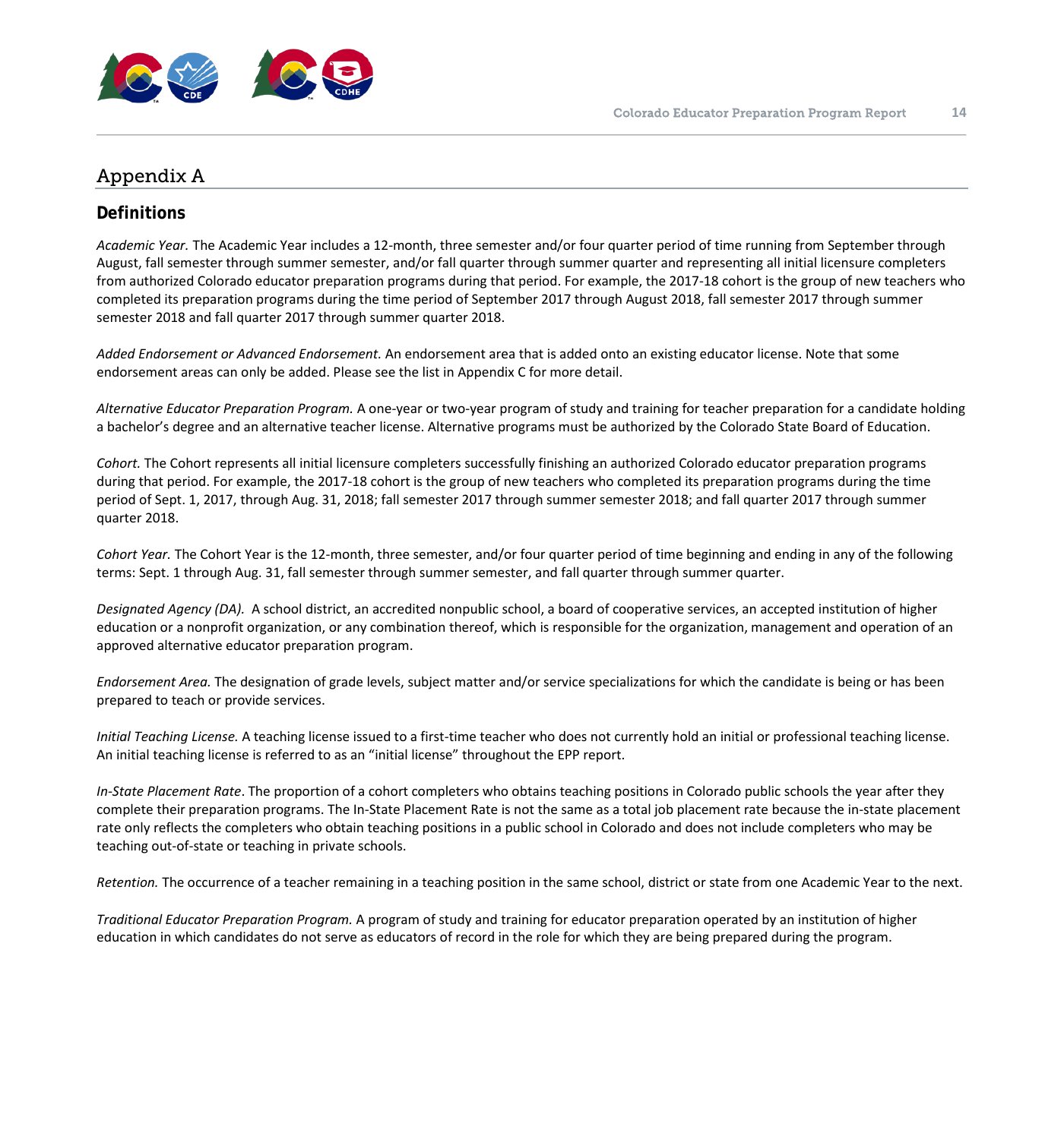# Appendix A

## Definitions

*Academic Year.* The Academic Year includes a 12-month, three semester and/or four quarter period of time running from September through August, fall semester through summer semester, and/or fall quarter through summer quarter and representing all initial licensure completers from authorized Colorado educator preparation programs during that period. For example, the 2017-18 cohort is the group of new teachers who completed its preparation programs during the time period of September 2017 through August 2018, fall semester 2017 through summer semester 2018 and fall quarter 2017 through summer quarter 2018.

*Added Endorsement or Advanced Endorsement.* An endorsement area that is added onto an existing educator license. Note that some endorsement areas can only be added. Please see the list in Appendix C for more detail.

*Alternative Educator Preparation Program.* A one-year or two-year program of study and training for teacher preparation for a candidate holding a bachelor's degree and an alternative teacher license. Alternative programs must be authorized by the Colorado State Board of Education.

*Cohort.* The Cohort represents all initial licensure completers successfully finishing an authorized Colorado educator preparation programs during that period. For example, the 2017-18 cohort is the group of new teachers who completed its preparation programs during the time period of Sept. 1, 2017, through Aug. 31, 2018; fall semester 2017 through summer semester 2018; and fall quarter 2017 through summer quarter 2018.

*Cohort Year.* The Cohort Year is the 12-month, three semester, and/or four quarter period of time beginning and ending in any of the following terms: Sept. 1 through Aug. 31, fall semester through summer semester, and fall quarter through summer quarter.

*Designated Agency (DA).* A school district, an accredited nonpublic school, a board of cooperative services, an accepted institution of higher education or a nonprofit organization, or any combination thereof, which is responsible for the organization, management and operation of an approved alternative educator preparation program.

*Endorsement Area.* The designation of grade levels, subject matter and/or service specializations for which the candidate is being or has been prepared to teach or provide services.

*Initial Teaching License.* A teaching license issued to a first-time teacher who does not currently hold an initial or professional teaching license. An initial teaching license is referred to as an "initial license" throughout the EPP report.

*In-State Placement Rate*. The proportion of a cohort completers who obtains teaching positions in Colorado public schools the year after they complete their preparation programs. The In-State Placement Rate is not the same as a total job placement rate because the in-state placement rate only reflects the completers who obtain teaching positions in a public school in Colorado and does not include completers who may be teaching out-of-state or teaching in private schools.

*Retention.* The occurrence of a teacher remaining in a teaching position in the same school, district or state from one Academic Year to the next.

*Traditional Educator Preparation Program.* A program of study and training for educator preparation operated by an institution of higher education in which candidates do not serve as educators of record in the role for which they are being prepared during the program.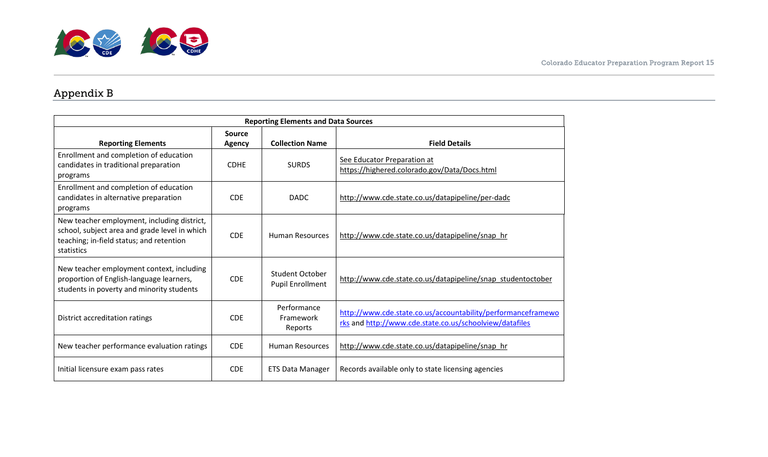## Appendix B

| Reporting Elements and Data Sources | | | |
|---|---|---|---|
| **Reporting Elements** | **Source Agency** | **Collection Name** | **Field Details** |
| Enrollment and completion of education candidates in traditional preparation programs | CDHE | SURDS | See Educator Preparation at https://highered.colorado.gov/Data/Docs.html |
| Enrollment and completion of education candidates in alternative preparation programs | CDE | DADC | http://www.cde.state.co.us/datapipeline/per-dadc |
| New teacher employment, including district, school, subject area and grade level in which teaching; in-field status; and retention statistics | CDE | Human Resources | http://www.cde.state.co.us/datapipeline/snap_hr |
| New teacher employment context, including proportion of English-language learners, students in poverty and minority students | CDE | Student October Pupil Enrollment | http://www.cde.state.co.us/datapipeline/snap_studentoctober |
| District accreditation ratings | CDE | Performance Framework Reports | http://www.cde.state.co.us/accountability/performanceframeworks and http://www.cde.state.co.us/schoolview/datafiles |
| New teacher performance evaluation ratings | CDE | Human Resources | http://www.cde.state.co.us/datapipeline/snap_hr |
| Initial licensure exam pass rates | CDE | ETS Data Manager | Records available only to state licensing agencies |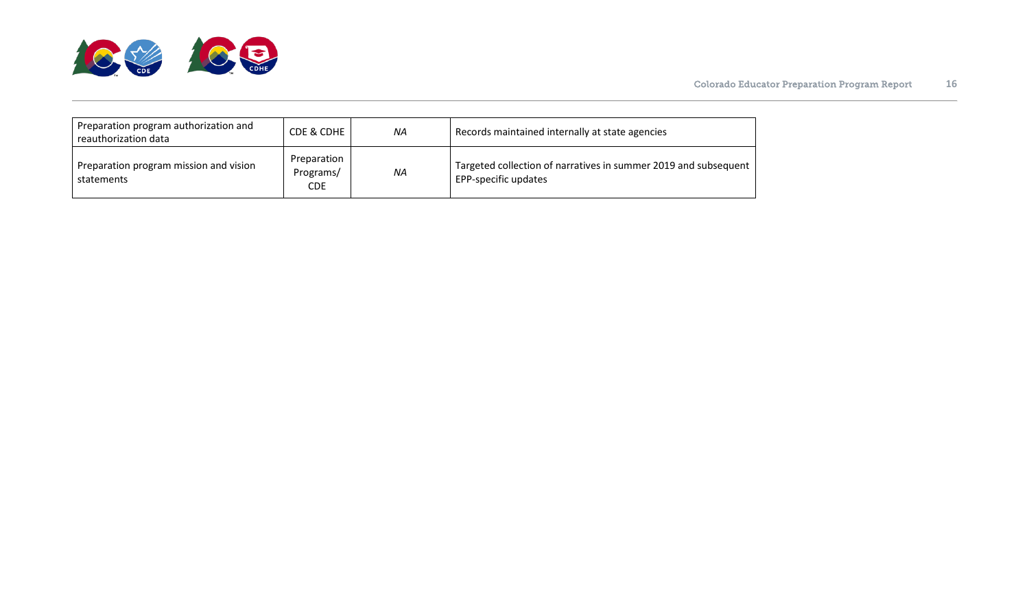| | | | |
|---|---|---|---|
| Preparation program authorization and reauthorization data | CDE & CDHE | *NA* | Records maintained internally at state agencies |
| Preparation program mission and vision statements | Preparation Programs/ CDE | *NA* | Targeted collection of narratives in summer 2019 and subsequent EPP-specific updates |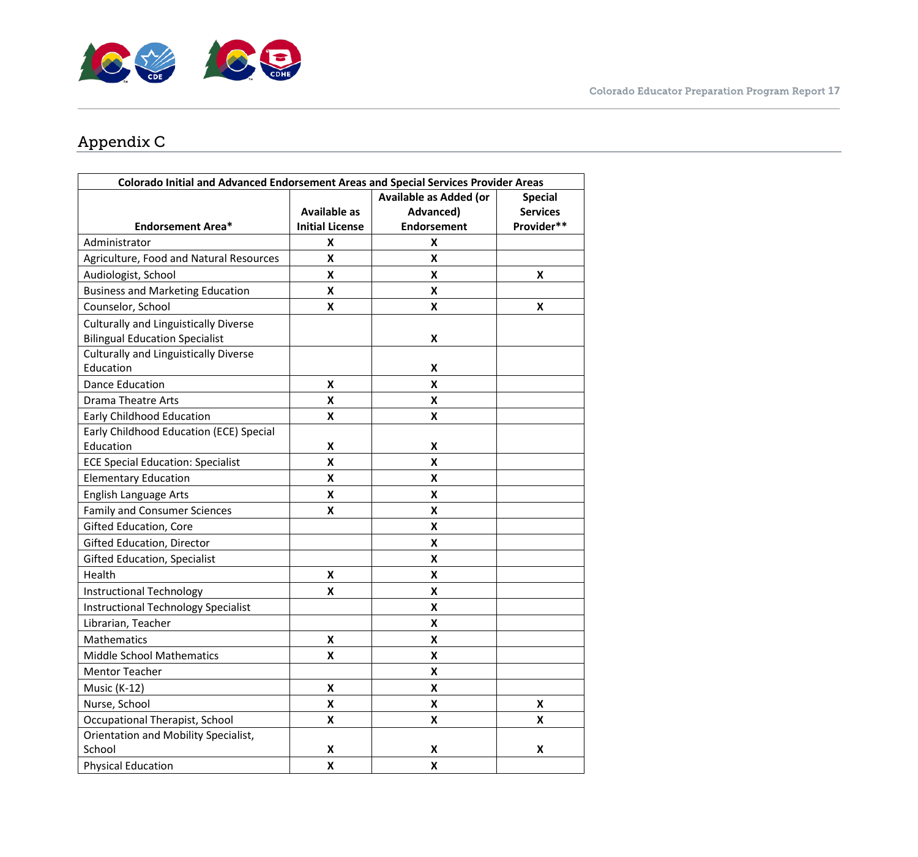## Appendix C

| Colorado Initial and Advanced Endorsement Areas and Special Services Provider Areas | | | |
|---|---|---|---|
| Endorsement Area* | Available as Initial License | Available as Added (or Advanced) Endorsement | Special Services Provider** |
| Administrator | X | X | |
| Agriculture, Food and Natural Resources | X | X | |
| Audiologist, School | X | X | X |
| Business and Marketing Education | X | X | |
| Counselor, School | X | X | X |
| Culturally and Linguistically Diverse Bilingual Education Specialist | | X | |
| Culturally and Linguistically Diverse Education | | X | |
| Dance Education | X | X | |
| Drama Theatre Arts | X | X | |
| Early Childhood Education | X | X | |
| Early Childhood Education (ECE) Special Education | X | X | |
| ECE Special Education: Specialist | X | X | |
| Elementary Education | X | X | |
| English Language Arts | X | X | |
| Family and Consumer Sciences | X | X | |
| Gifted Education, Core | | X | |
| Gifted Education, Director | | X | |
| Gifted Education, Specialist | | X | |
| Health | X | X | |
| Instructional Technology | X | X | |
| Instructional Technology Specialist | | X | |
| Librarian, Teacher | | X | |
| Mathematics | X | X | |
| Middle School Mathematics | X | X | |
| Mentor Teacher | | X | |
| Music (K-12) | X | X | |
| Nurse, School | X | X | X |
| Occupational Therapist, School | X | X | X |
| Orientation and Mobility Specialist, School | X | X | X |
| Physical Education | X | X | |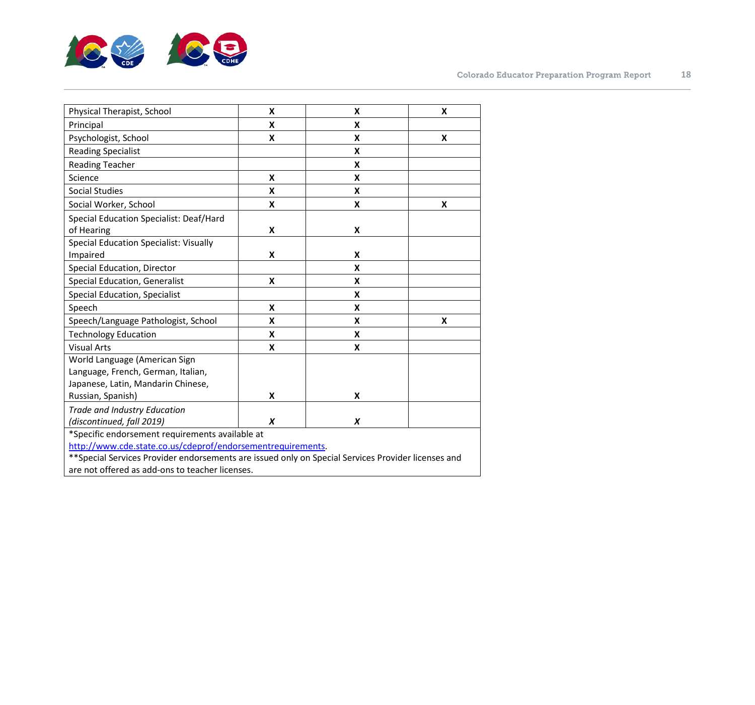| | | | |
|---|---|---|---|
| Physical Therapist, School | X | X | X |
| Principal | X | X | |
| Psychologist, School | X | X | X |
| Reading Specialist | | X | |
| Reading Teacher | | X | |
| Science | X | X | |
| Social Studies | X | X | |
| Social Worker, School | X | X | X |
| Special Education Specialist: Deaf/Hard of Hearing | X | X | |
| Special Education Specialist: Visually Impaired | X | X | |
| Special Education, Director | | X | |
| Special Education, Generalist | X | X | |
| Special Education, Specialist | | X | |
| Speech | X | X | |
| Speech/Language Pathologist, School | X | X | X |
| Technology Education | X | X | |
| Visual Arts | X | X | |
| World Language (American Sign Language, French, German, Italian, Japanese, Latin, Mandarin Chinese, Russian, Spanish) | X | X | |
| *Trade and Industry Education (discontinued, fall 2019)* | *X* | *X* | |

*Specific endorsement requirements available at [http://www.cde.state.co.us/cdeprof/endorsementrequirements](http://www.cde.state.co.us/cdeprof/endorsementrequirements).

**Special Services Provider endorsements are issued only on Special Services Provider licenses and are not offered as add-ons to teacher licenses.